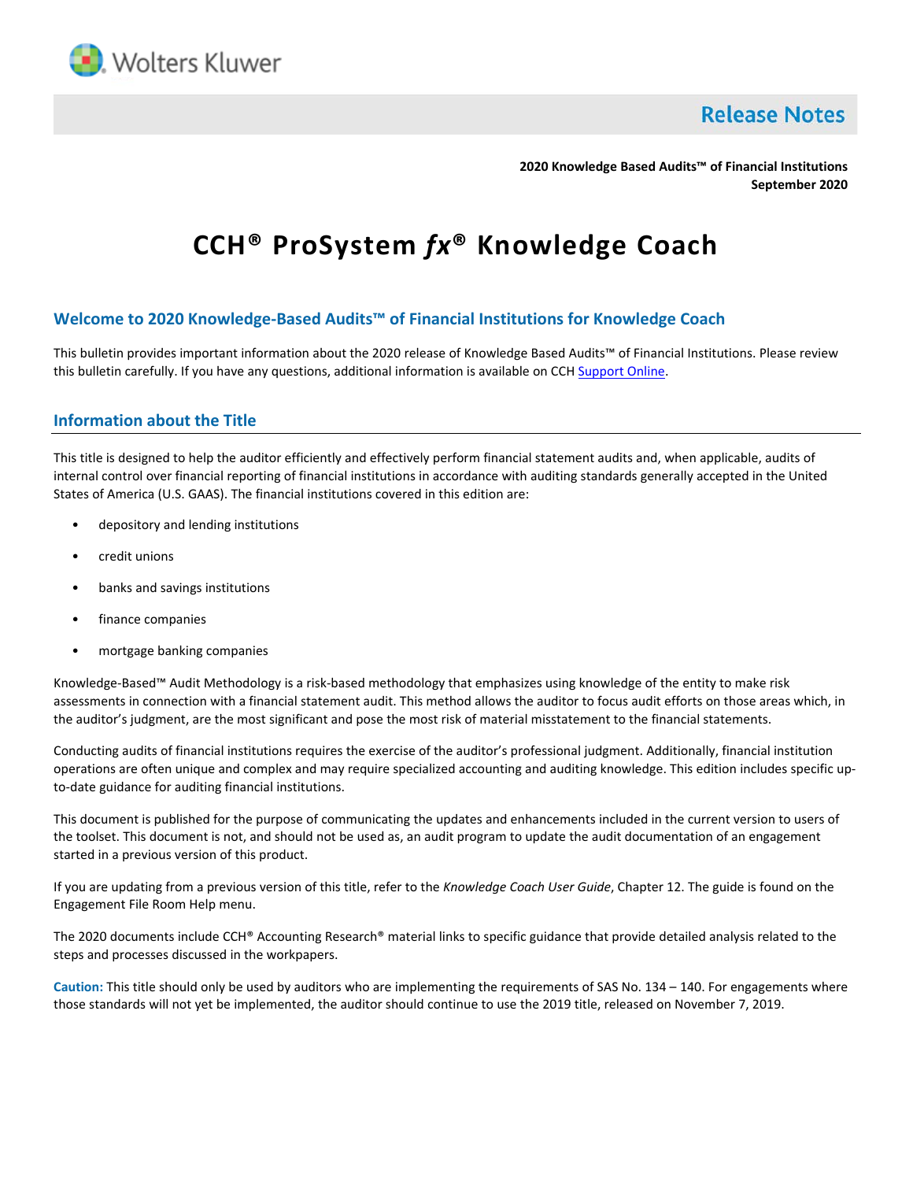Wolters Kluwer

# Release Notes

**2020 Knowledge Based Audits™ of Financial Institutions**
**September 2020**

# CCH® ProSystem *fx*® Knowledge Coach

## Welcome to 2020 Knowledge-Based Audits™ of Financial Institutions for Knowledge Coach

This bulletin provides important information about the 2020 release of Knowledge Based Audits™ of Financial Institutions. Please review this bulletin carefully. If you have any questions, additional information is available on CCH Support Online.

## Information about the Title

This title is designed to help the auditor efficiently and effectively perform financial statement audits and, when applicable, audits of internal control over financial reporting of financial institutions in accordance with auditing standards generally accepted in the United States of America (U.S. GAAS). The financial institutions covered in this edition are:

- depository and lending institutions
- credit unions
- banks and savings institutions
- finance companies
- mortgage banking companies

Knowledge-Based™ Audit Methodology is a risk-based methodology that emphasizes using knowledge of the entity to make risk assessments in connection with a financial statement audit. This method allows the auditor to focus audit efforts on those areas which, in the auditor's judgment, are the most significant and pose the most risk of material misstatement to the financial statements.

Conducting audits of financial institutions requires the exercise of the auditor's professional judgment. Additionally, financial institution operations are often unique and complex and may require specialized accounting and auditing knowledge. This edition includes specific up-to-date guidance for auditing financial institutions.

This document is published for the purpose of communicating the updates and enhancements included in the current version to users of the toolset. This document is not, and should not be used as, an audit program to update the audit documentation of an engagement started in a previous version of this product.

If you are updating from a previous version of this title, refer to the *Knowledge Coach User Guide*, Chapter 12. The guide is found on the Engagement File Room Help menu.

The 2020 documents include CCH® Accounting Research® material links to specific guidance that provide detailed analysis related to the steps and processes discussed in the workpapers.

**Caution:** This title should only be used by auditors who are implementing the requirements of SAS No. 134 – 140. For engagements where those standards will not yet be implemented, the auditor should continue to use the 2019 title, released on November 7, 2019.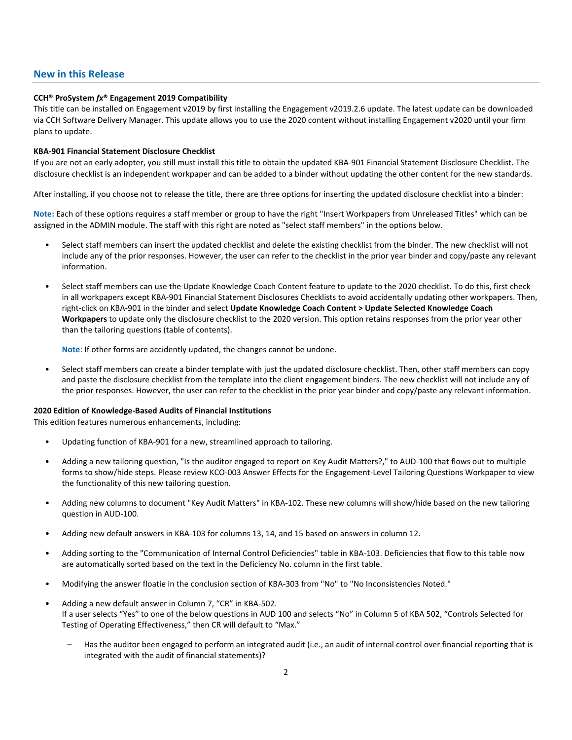## New in this Release

**CCH® ProSystem *fx*® Engagement 2019 Compatibility**
This title can be installed on Engagement v2019 by first installing the Engagement v2019.2.6 update. The latest update can be downloaded via CCH Software Delivery Manager. This update allows you to use the 2020 content without installing Engagement v2020 until your firm plans to update.

**KBA-901 Financial Statement Disclosure Checklist**
If you are not an early adopter, you still must install this title to obtain the updated KBA-901 Financial Statement Disclosure Checklist. The disclosure checklist is an independent workpaper and can be added to a binder without updating the other content for the new standards.

After installing, if you choose not to release the title, there are three options for inserting the updated disclosure checklist into a binder:

**Note:** Each of these options requires a staff member or group to have the right "Insert Workpapers from Unreleased Titles" which can be assigned in the ADMIN module. The staff with this right are noted as "select staff members" in the options below.

- Select staff members can insert the updated checklist and delete the existing checklist from the binder. The new checklist will not include any of the prior responses. However, the user can refer to the checklist in the prior year binder and copy/paste any relevant information.
- Select staff members can use the Update Knowledge Coach Content feature to update to the 2020 checklist. To do this, first check in all workpapers except KBA-901 Financial Statement Disclosures Checklists to avoid accidentally updating other workpapers. Then, right-click on KBA-901 in the binder and select **Update Knowledge Coach Content > Update Selected Knowledge Coach Workpapers** to update only the disclosure checklist to the 2020 version. This option retains responses from the prior year other than the tailoring questions (table of contents).

  **Note**: If other forms are accidently updated, the changes cannot be undone.
- Select staff members can create a binder template with just the updated disclosure checklist. Then, other staff members can copy and paste the disclosure checklist from the template into the client engagement binders. The new checklist will not include any of the prior responses. However, the user can refer to the checklist in the prior year binder and copy/paste any relevant information.

**2020 Edition of Knowledge-Based Audits of Financial Institutions**
This edition features numerous enhancements, including:

- Updating function of KBA-901 for a new, streamlined approach to tailoring.
- Adding a new tailoring question, "Is the auditor engaged to report on Key Audit Matters?," to AUD-100 that flows out to multiple forms to show/hide steps. Please review KCO-003 Answer Effects for the Engagement-Level Tailoring Questions Workpaper to view the functionality of this new tailoring question.
- Adding new columns to document "Key Audit Matters" in KBA-102. These new columns will show/hide based on the new tailoring question in AUD-100.
- Adding new default answers in KBA-103 for columns 13, 14, and 15 based on answers in column 12.
- Adding sorting to the "Communication of Internal Control Deficiencies" table in KBA-103. Deficiencies that flow to this table now are automatically sorted based on the text in the Deficiency No. column in the first table.
- Modifying the answer floatie in the conclusion section of KBA-303 from "No" to "No Inconsistencies Noted."
- Adding a new default answer in Column 7, "CR" in KBA-502.
  If a user selects "Yes" to one of the below questions in AUD 100 and selects "No" in Column 5 of KBA 502, "Controls Selected for Testing of Operating Effectiveness," then CR will default to "Max."
  - Has the auditor been engaged to perform an integrated audit (i.e., an audit of internal control over financial reporting that is integrated with the audit of financial statements)?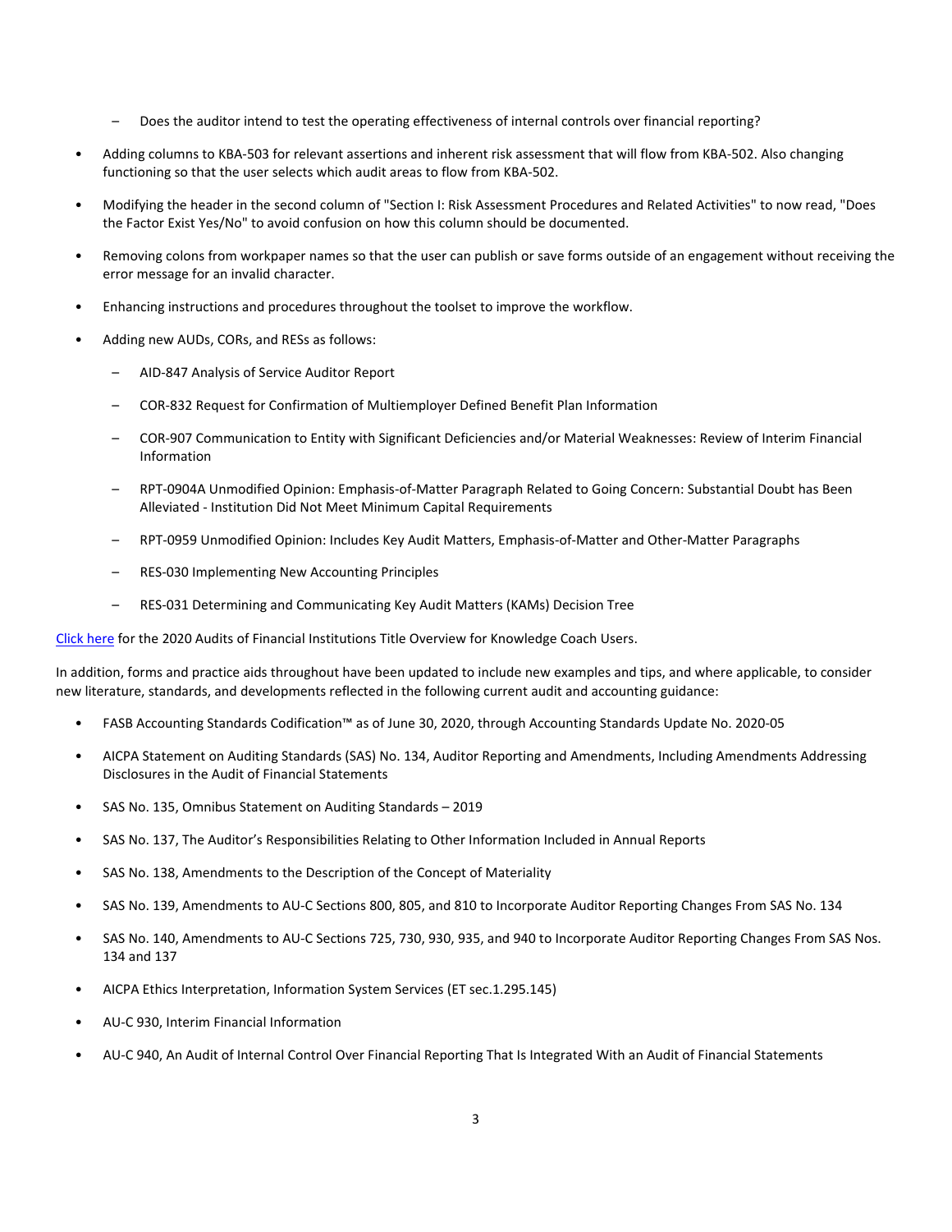- Does the auditor intend to test the operating effectiveness of internal controls over financial reporting?

- Adding columns to KBA-503 for relevant assertions and inherent risk assessment that will flow from KBA-502. Also changing functioning so that the user selects which audit areas to flow from KBA-502.

- Modifying the header in the second column of "Section I: Risk Assessment Procedures and Related Activities" to now read, "Does the Factor Exist Yes/No" to avoid confusion on how this column should be documented.

- Removing colons from workpaper names so that the user can publish or save forms outside of an engagement without receiving the error message for an invalid character.

- Enhancing instructions and procedures throughout the toolset to improve the workflow.

- Adding new AUDs, CORs, and RESs as follows:

  - AID-847 Analysis of Service Auditor Report

  - COR-832 Request for Confirmation of Multiemployer Defined Benefit Plan Information

  - COR-907 Communication to Entity with Significant Deficiencies and/or Material Weaknesses: Review of Interim Financial Information

  - RPT-0904A Unmodified Opinion: Emphasis-of-Matter Paragraph Related to Going Concern: Substantial Doubt has Been Alleviated - Institution Did Not Meet Minimum Capital Requirements

  - RPT-0959 Unmodified Opinion: Includes Key Audit Matters, Emphasis-of-Matter and Other-Matter Paragraphs

  - RES-030 Implementing New Accounting Principles

  - RES-031 Determining and Communicating Key Audit Matters (KAMs) Decision Tree

Click here for the 2020 Audits of Financial Institutions Title Overview for Knowledge Coach Users.

In addition, forms and practice aids throughout have been updated to include new examples and tips, and where applicable, to consider new literature, standards, and developments reflected in the following current audit and accounting guidance:

- FASB Accounting Standards Codification™ as of June 30, 2020, through Accounting Standards Update No. 2020-05

- AICPA Statement on Auditing Standards (SAS) No. 134, Auditor Reporting and Amendments, Including Amendments Addressing Disclosures in the Audit of Financial Statements

- SAS No. 135, Omnibus Statement on Auditing Standards – 2019

- SAS No. 137, The Auditor's Responsibilities Relating to Other Information Included in Annual Reports

- SAS No. 138, Amendments to the Description of the Concept of Materiality

- SAS No. 139, Amendments to AU-C Sections 800, 805, and 810 to Incorporate Auditor Reporting Changes From SAS No. 134

- SAS No. 140, Amendments to AU-C Sections 725, 730, 930, 935, and 940 to Incorporate Auditor Reporting Changes From SAS Nos. 134 and 137

- AICPA Ethics Interpretation, Information System Services (ET sec.1.295.145)

- AU-C 930, Interim Financial Information

- AU-C 940, An Audit of Internal Control Over Financial Reporting That Is Integrated With an Audit of Financial Statements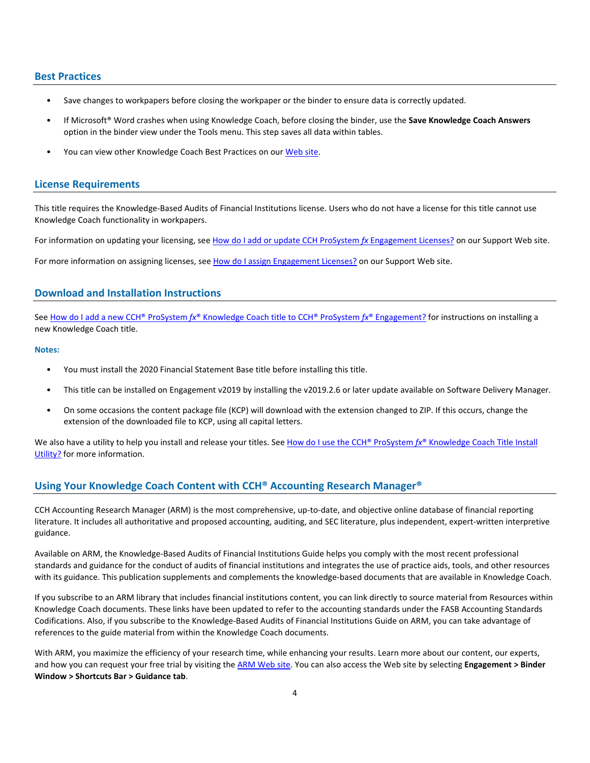## Best Practices

- Save changes to workpapers before closing the workpaper or the binder to ensure data is correctly updated.
- If Microsoft® Word crashes when using Knowledge Coach, before closing the binder, use the **Save Knowledge Coach Answers** option in the binder view under the Tools menu. This step saves all data within tables.
- You can view other Knowledge Coach Best Practices on our Web site.

## License Requirements

This title requires the Knowledge-Based Audits of Financial Institutions license. Users who do not have a license for this title cannot use Knowledge Coach functionality in workpapers.

For information on updating your licensing, see How do I add or update CCH ProSystem *fx* Engagement Licenses? on our Support Web site.

For more information on assigning licenses, see How do I assign Engagement Licenses? on our Support Web site.

## Download and Installation Instructions

See How do I add a new CCH® ProSystem *fx*® Knowledge Coach title to CCH® ProSystem *fx*® Engagement? for instructions on installing a new Knowledge Coach title.

**Notes:**

- You must install the 2020 Financial Statement Base title before installing this title.
- This title can be installed on Engagement v2019 by installing the v2019.2.6 or later update available on Software Delivery Manager.
- On some occasions the content package file (KCP) will download with the extension changed to ZIP. If this occurs, change the extension of the downloaded file to KCP, using all capital letters.

We also have a utility to help you install and release your titles. See How do I use the CCH® ProSystem *fx*® Knowledge Coach Title Install Utility? for more information.

## Using Your Knowledge Coach Content with CCH® Accounting Research Manager®

CCH Accounting Research Manager (ARM) is the most comprehensive, up-to-date, and objective online database of financial reporting literature. It includes all authoritative and proposed accounting, auditing, and SEC literature, plus independent, expert-written interpretive guidance.

Available on ARM, the Knowledge-Based Audits of Financial Institutions Guide helps you comply with the most recent professional standards and guidance for the conduct of audits of financial institutions and integrates the use of practice aids, tools, and other resources with its guidance. This publication supplements and complements the knowledge-based documents that are available in Knowledge Coach.

If you subscribe to an ARM library that includes financial institutions content, you can link directly to source material from Resources within Knowledge Coach documents. These links have been updated to refer to the accounting standards under the FASB Accounting Standards Codifications. Also, if you subscribe to the Knowledge-Based Audits of Financial Institutions Guide on ARM, you can take advantage of references to the guide material from within the Knowledge Coach documents.

With ARM, you maximize the efficiency of your research time, while enhancing your results. Learn more about our content, our experts, and how you can request your free trial by visiting the ARM Web site. You can also access the Web site by selecting **Engagement > Binder Window > Shortcuts Bar > Guidance tab**.